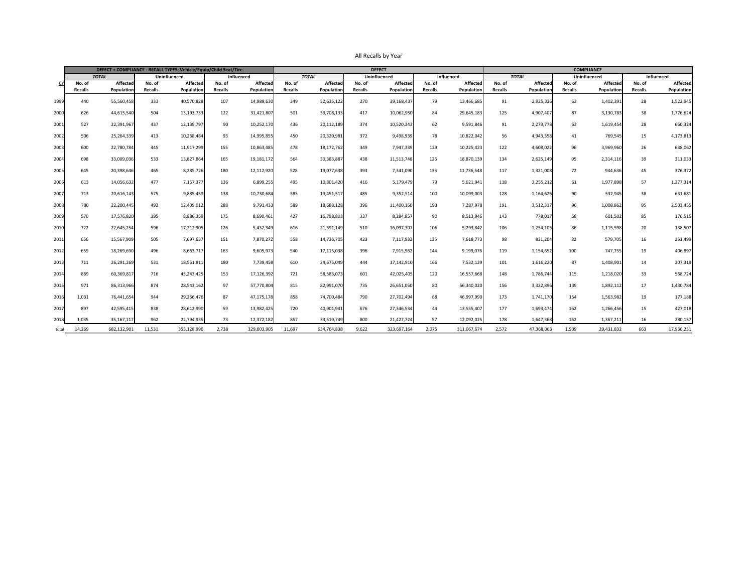All Recalls by Year

| | DEFECT + COMPLIANCE - RECALL TYPES: Vehicle/Equip/Child Seat/Tire | | | | | | DEFECT | | | | | | COMPLIANCE | | | | | |
|---|---|---|---|---|---|---|---|---|---|---|---|---|---|---|---|---|---|---|
| | *TOTAL* | | Uninfluenced | | Influenced | | *TOTAL* | | Uninfluenced | | Influenced | | *TOTAL* | | Uninfluenced | | Influenced | |
| CY | No. of Recalls | Affected Population | No. of Recalls | Affected Population | No. of Recalls | Affected Population | No. of Recalls | Affected Population | No. of Recalls | Affected Population | No. of Recalls | Affected Population | No. of Recalls | Affected Population | No. of Recalls | Affected Population | No. of Recalls | Affected Population |
| 1999 | 440 | 55,560,458 | 333 | 40,570,828 | 107 | 14,989,630 | 349 | 52,635,122 | 270 | 39,168,437 | 79 | 13,466,685 | 91 | 2,925,336 | 63 | 1,402,391 | 28 | 1,522,945 |
| 2000 | 626 | 44,615,540 | 504 | 13,193,733 | 122 | 31,421,807 | 501 | 39,708,133 | 417 | 10,062,950 | 84 | 29,645,183 | 125 | 4,907,407 | 87 | 3,130,783 | 38 | 1,776,624 |
| 2001 | 527 | 22,391,967 | 437 | 12,139,797 | 90 | 10,252,170 | 436 | 20,112,189 | 374 | 10,520,343 | 62 | 9,591,846 | 91 | 2,279,778 | 63 | 1,619,454 | 28 | 660,324 |
| 2002 | 506 | 25,264,339 | 413 | 10,268,484 | 93 | 14,995,855 | 450 | 20,320,981 | 372 | 9,498,939 | 78 | 10,822,042 | 56 | 4,943,358 | 41 | 769,545 | 15 | 4,173,813 |
| 2003 | 600 | 22,780,784 | 445 | 11,917,299 | 155 | 10,863,485 | 478 | 18,172,762 | 349 | 7,947,339 | 129 | 10,225,423 | 122 | 4,608,022 | 96 | 3,969,960 | 26 | 638,062 |
| 2004 | 698 | 33,009,036 | 533 | 13,827,864 | 165 | 19,181,172 | 564 | 30,383,887 | 438 | 11,513,748 | 126 | 18,870,139 | 134 | 2,625,149 | 95 | 2,314,116 | 39 | 311,033 |
| 2005 | 645 | 20,398,646 | 465 | 8,285,726 | 180 | 12,112,920 | 528 | 19,077,638 | 393 | 7,341,090 | 135 | 11,736,548 | 117 | 1,321,008 | 72 | 944,636 | 45 | 376,372 |
| 2006 | 613 | 14,056,632 | 477 | 7,157,377 | 136 | 6,899,255 | 495 | 10,801,420 | 416 | 5,179,479 | 79 | 5,621,941 | 118 | 3,255,212 | 61 | 1,977,898 | 57 | 1,277,314 |
| 2007 | 713 | 20,616,143 | 575 | 9,885,459 | 138 | 10,730,684 | 585 | 19,451,517 | 485 | 9,352,514 | 100 | 10,099,003 | 128 | 1,164,626 | 90 | 532,945 | 38 | 631,681 |
| 2008 | 780 | 22,200,445 | 492 | 12,409,012 | 288 | 9,791,433 | 589 | 18,688,128 | 396 | 11,400,150 | 193 | 7,287,978 | 191 | 3,512,317 | 96 | 1,008,862 | 95 | 2,503,455 |
| 2009 | 570 | 17,576,820 | 395 | 8,886,359 | 175 | 8,690,461 | 427 | 16,798,803 | 337 | 8,284,857 | 90 | 8,513,946 | 143 | 778,017 | 58 | 601,502 | 85 | 176,515 |
| 2010 | 722 | 22,645,254 | 596 | 17,212,905 | 126 | 5,432,349 | 616 | 21,391,149 | 510 | 16,097,307 | 106 | 5,293,842 | 106 | 1,254,105 | 86 | 1,115,598 | 20 | 138,507 |
| 2011 | 656 | 15,567,909 | 505 | 7,697,637 | 151 | 7,870,272 | 558 | 14,736,705 | 423 | 7,117,932 | 135 | 7,618,773 | 98 | 831,204 | 82 | 579,705 | 16 | 251,499 |
| 2012 | 659 | 18,269,690 | 496 | 8,663,717 | 163 | 9,605,973 | 540 | 17,115,038 | 396 | 7,915,962 | 144 | 9,199,076 | 119 | 1,154,652 | 100 | 747,755 | 19 | 406,897 |
| 2013 | 711 | 26,291,269 | 531 | 18,551,811 | 180 | 7,739,458 | 610 | 24,675,049 | 444 | 17,142,910 | 166 | 7,532,139 | 101 | 1,616,220 | 87 | 1,408,901 | 14 | 207,319 |
| 2014 | 869 | 60,369,817 | 716 | 43,243,425 | 153 | 17,126,392 | 721 | 58,583,073 | 601 | 42,025,405 | 120 | 16,557,668 | 148 | 1,786,744 | 115 | 1,218,020 | 33 | 568,724 |
| 2015 | 971 | 86,313,966 | 874 | 28,543,162 | 97 | 57,770,804 | 815 | 82,991,070 | 735 | 26,651,050 | 80 | 56,340,020 | 156 | 3,322,896 | 139 | 1,892,112 | 17 | 1,430,784 |
| 2016 | 1,031 | 76,441,654 | 944 | 29,266,476 | 87 | 47,175,178 | 858 | 74,700,484 | 790 | 27,702,494 | 68 | 46,997,990 | 173 | 1,741,170 | 154 | 1,563,982 | 19 | 177,188 |
| 2017 | 897 | 42,595,415 | 838 | 28,612,990 | 59 | 13,982,425 | 720 | 40,901,941 | 676 | 27,346,534 | 44 | 13,555,407 | 177 | 1,693,474 | 162 | 1,266,456 | 15 | 427,018 |
| 2018 | 1,035 | 35,167,117 | 962 | 22,794,935 | 73 | 12,372,182 | 857 | 33,519,749 | 800 | 21,427,724 | 57 | 12,092,025 | 178 | 1,647,368 | 162 | 1,367,211 | 16 | 280,157 |
| total | 14,269 | 682,132,901 | 11,531 | 353,128,996 | 2,738 | 329,003,905 | 11,697 | 634,764,838 | 9,622 | 323,697,164 | 2,075 | 311,067,674 | 2,572 | 47,368,063 | 1,909 | 29,431,832 | 663 | 17,936,231 |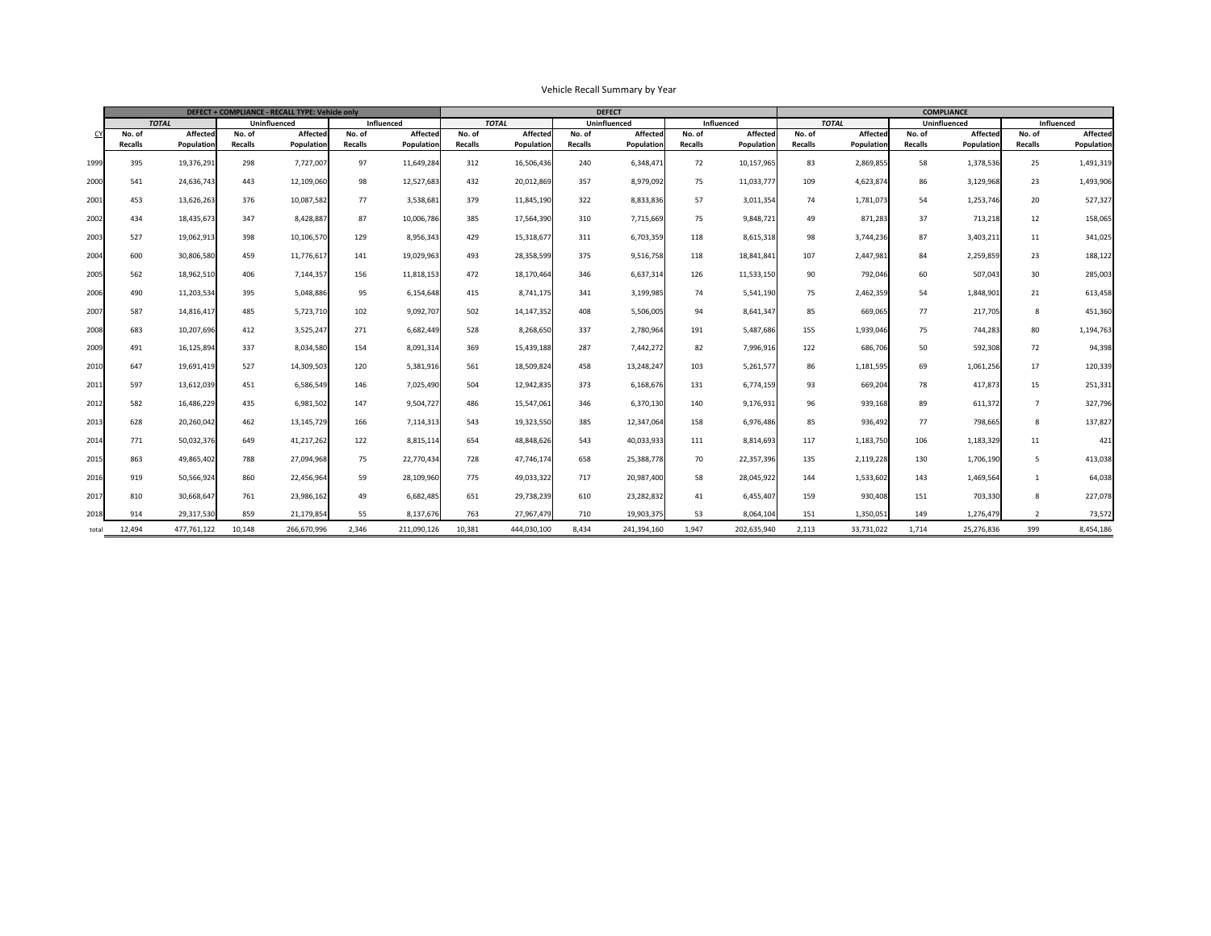# Vehicle Recall Summary by Year

| | DEFECT + COMPLIANCE - RECALL TYPE: Vehicle only | | | | | | DEFECT | | | | | | COMPLIANCE | | | | | |
|---|---|---|---|---|---|---|---|---|---|---|---|---|---|---|---|---|---|---|
| | *TOTAL* | | Uninfluenced | | Influenced | | *TOTAL* | | Uninfluenced | | Influenced | | *TOTAL* | | Uninfluenced | | Influenced | |
| CY | No. of Recalls | Affected Population | No. of Recalls | Affected Population | No. of Recalls | Affected Population | No. of Recalls | Affected Population | No. of Recalls | Affected Population | No. of Recalls | Affected Population | No. of Recalls | Affected Population | No. of Recalls | Affected Population | No. of Recalls | Affected Population |
| 1999 | 395 | 19,376,291 | 298 | 7,727,007 | 97 | 11,649,284 | 312 | 16,506,436 | 240 | 6,348,471 | 72 | 10,157,965 | 83 | 2,869,855 | 58 | 1,378,536 | 25 | 1,491,319 |
| 2000 | 541 | 24,636,743 | 443 | 12,109,060 | 98 | 12,527,683 | 432 | 20,012,869 | 357 | 8,979,092 | 75 | 11,033,777 | 109 | 4,623,874 | 86 | 3,129,968 | 23 | 1,493,906 |
| 2001 | 453 | 13,626,263 | 376 | 10,087,582 | 77 | 3,538,681 | 379 | 11,845,190 | 322 | 8,833,836 | 57 | 3,011,354 | 74 | 1,781,073 | 54 | 1,253,746 | 20 | 527,327 |
| 2002 | 434 | 18,435,673 | 347 | 8,428,887 | 87 | 10,006,786 | 385 | 17,564,390 | 310 | 7,715,669 | 75 | 9,848,721 | 49 | 871,283 | 37 | 713,218 | 12 | 158,065 |
| 2003 | 527 | 19,062,913 | 398 | 10,106,570 | 129 | 8,956,343 | 429 | 15,318,677 | 311 | 6,703,359 | 118 | 8,615,318 | 98 | 3,744,236 | 87 | 3,403,211 | 11 | 341,025 |
| 2004 | 600 | 30,806,580 | 459 | 11,776,617 | 141 | 19,029,963 | 493 | 28,358,599 | 375 | 9,516,758 | 118 | 18,841,841 | 107 | 2,447,981 | 84 | 2,259,859 | 23 | 188,122 |
| 2005 | 562 | 18,962,510 | 406 | 7,144,357 | 156 | 11,818,153 | 472 | 18,170,464 | 346 | 6,637,314 | 126 | 11,533,150 | 90 | 792,046 | 60 | 507,043 | 30 | 285,003 |
| 2006 | 490 | 11,203,534 | 395 | 5,048,886 | 95 | 6,154,648 | 415 | 8,741,175 | 341 | 3,199,985 | 74 | 5,541,190 | 75 | 2,462,359 | 54 | 1,848,901 | 21 | 613,458 |
| 2007 | 587 | 14,816,417 | 485 | 5,723,710 | 102 | 9,092,707 | 502 | 14,147,352 | 408 | 5,506,005 | 94 | 8,641,347 | 85 | 669,065 | 77 | 217,705 | 8 | 451,360 |
| 2008 | 683 | 10,207,696 | 412 | 3,525,247 | 271 | 6,682,449 | 528 | 8,268,650 | 337 | 2,780,964 | 191 | 5,487,686 | 155 | 1,939,046 | 75 | 744,283 | 80 | 1,194,763 |
| 2009 | 491 | 16,125,894 | 337 | 8,034,580 | 154 | 8,091,314 | 369 | 15,439,188 | 287 | 7,442,272 | 82 | 7,996,916 | 122 | 686,706 | 50 | 592,308 | 72 | 94,398 |
| 2010 | 647 | 19,691,419 | 527 | 14,309,503 | 120 | 5,381,916 | 561 | 18,509,824 | 458 | 13,248,247 | 103 | 5,261,577 | 86 | 1,181,595 | 69 | 1,061,256 | 17 | 120,339 |
| 2011 | 597 | 13,612,039 | 451 | 6,586,549 | 146 | 7,025,490 | 504 | 12,942,835 | 373 | 6,168,676 | 131 | 6,774,159 | 93 | 669,204 | 78 | 417,873 | 15 | 251,331 |
| 2012 | 582 | 16,486,229 | 435 | 6,981,502 | 147 | 9,504,727 | 486 | 15,547,061 | 346 | 6,370,130 | 140 | 9,176,931 | 96 | 939,168 | 89 | 611,372 | 7 | 327,796 |
| 2013 | 628 | 20,260,042 | 462 | 13,145,729 | 166 | 7,114,313 | 543 | 19,323,550 | 385 | 12,347,064 | 158 | 6,976,486 | 85 | 936,492 | 77 | 798,665 | 8 | 137,827 |
| 2014 | 771 | 50,032,376 | 649 | 41,217,262 | 122 | 8,815,114 | 654 | 48,848,626 | 543 | 40,033,933 | 111 | 8,814,693 | 117 | 1,183,750 | 106 | 1,183,329 | 11 | 421 |
| 2015 | 863 | 49,865,402 | 788 | 27,094,968 | 75 | 22,770,434 | 728 | 47,746,174 | 658 | 25,388,778 | 70 | 22,357,396 | 135 | 2,119,228 | 130 | 1,706,190 | 5 | 413,038 |
| 2016 | 919 | 50,566,924 | 860 | 22,456,964 | 59 | 28,109,960 | 775 | 49,033,322 | 717 | 20,987,400 | 58 | 28,045,922 | 144 | 1,533,602 | 143 | 1,469,564 | 1 | 64,038 |
| 2017 | 810 | 30,668,647 | 761 | 23,986,162 | 49 | 6,682,485 | 651 | 29,738,239 | 610 | 23,282,832 | 41 | 6,455,407 | 159 | 930,408 | 151 | 703,330 | 8 | 227,078 |
| 2018 | 914 | 29,317,530 | 859 | 21,179,854 | 55 | 8,137,676 | 763 | 27,967,479 | 710 | 19,903,375 | 53 | 8,064,104 | 151 | 1,350,051 | 149 | 1,276,479 | 2 | 73,572 |
| total | 12,494 | 477,761,122 | 10,148 | 266,670,996 | 2,346 | 211,090,126 | 10,381 | 444,030,100 | 8,434 | 241,394,160 | 1,947 | 202,635,940 | 2,113 | 33,731,022 | 1,714 | 25,276,836 | 399 | 8,454,186 |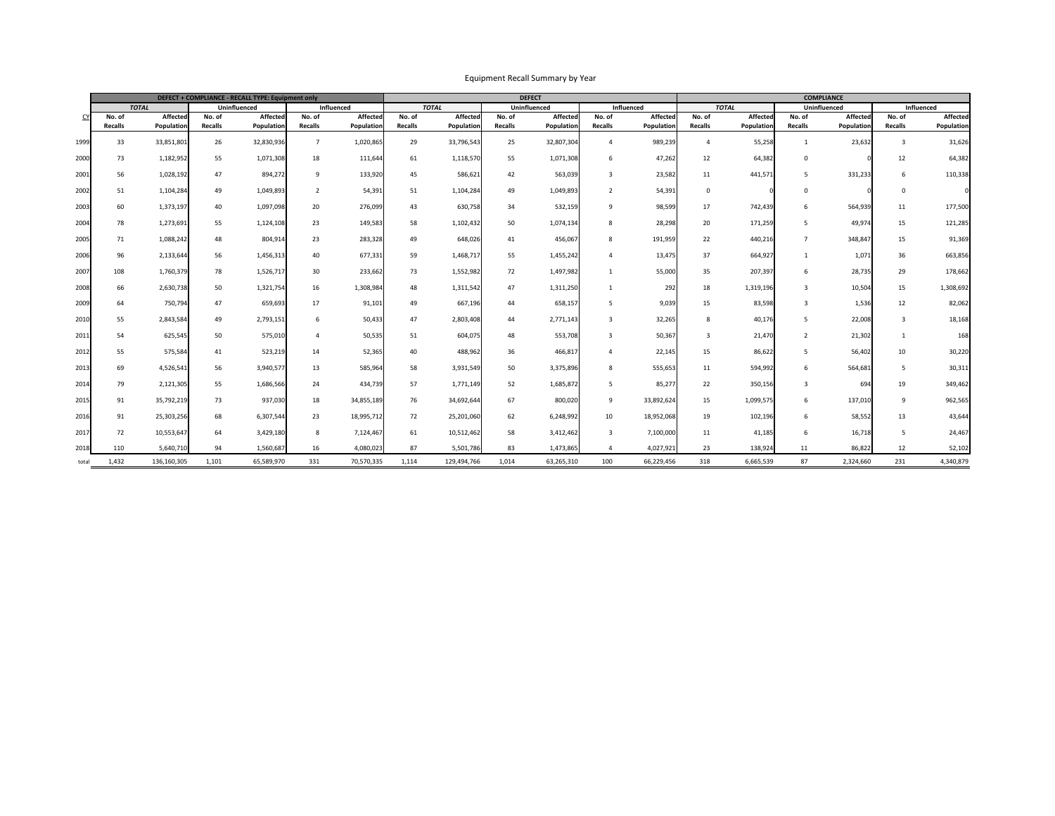Equipment Recall Summary by Year

| CY | DEFECT + COMPLIANCE - RECALL TYPE: Equipment only | | | | | | DEFECT | | | | | | COMPLIANCE | | | | | |
|---|---|---|---|---|---|---|---|---|---|---|---|---|---|---|---|---|---|---|
| | *TOTAL* | | Uninfluenced | | Influenced | | *TOTAL* | | Uninfluenced | | Influenced | | *TOTAL* | | Uninfluenced | | Influenced | |
| | No. of Recalls | Affected Population | No. of Recalls | Affected Population | No. of Recalls | Affected Population | No. of Recalls | Affected Population | No. of Recalls | Affected Population | No. of Recalls | Affected Population | No. of Recalls | Affected Population | No. of Recalls | Affected Population | No. of Recalls | Affected Population |
| 1999 | 33 | 33,851,801 | 26 | 32,830,936 | 7 | 1,020,865 | 29 | 33,796,543 | 25 | 32,807,304 | 4 | 989,239 | 4 | 55,258 | 1 | 23,632 | 3 | 31,626 |
| 2000 | 73 | 1,182,952 | 55 | 1,071,308 | 18 | 111,644 | 61 | 1,118,570 | 55 | 1,071,308 | 6 | 47,262 | 12 | 64,382 | 0 | 0 | 12 | 64,382 |
| 2001 | 56 | 1,028,192 | 47 | 894,272 | 9 | 133,920 | 45 | 586,621 | 42 | 563,039 | 3 | 23,582 | 11 | 441,571 | 5 | 331,233 | 6 | 110,338 |
| 2002 | 51 | 1,104,284 | 49 | 1,049,893 | 2 | 54,391 | 51 | 1,104,284 | 49 | 1,049,893 | 2 | 54,391 | 0 | 0 | 0 | 0 | 0 | 0 |
| 2003 | 60 | 1,373,197 | 40 | 1,097,098 | 20 | 276,099 | 43 | 630,758 | 34 | 532,159 | 9 | 98,599 | 17 | 742,439 | 6 | 564,939 | 11 | 177,500 |
| 2004 | 78 | 1,273,691 | 55 | 1,124,108 | 23 | 149,583 | 58 | 1,102,432 | 50 | 1,074,134 | 8 | 28,298 | 20 | 171,259 | 5 | 49,974 | 15 | 121,285 |
| 2005 | 71 | 1,088,242 | 48 | 804,914 | 23 | 283,328 | 49 | 648,026 | 41 | 456,067 | 8 | 191,959 | 22 | 440,216 | 7 | 348,847 | 15 | 91,369 |
| 2006 | 96 | 2,133,644 | 56 | 1,456,313 | 40 | 677,331 | 59 | 1,468,717 | 55 | 1,455,242 | 4 | 13,475 | 37 | 664,927 | 1 | 1,071 | 36 | 663,856 |
| 2007 | 108 | 1,760,379 | 78 | 1,526,717 | 30 | 233,662 | 73 | 1,552,982 | 72 | 1,497,982 | 1 | 55,000 | 35 | 207,397 | 6 | 28,735 | 29 | 178,662 |
| 2008 | 66 | 2,630,738 | 50 | 1,321,754 | 16 | 1,308,984 | 48 | 1,311,542 | 47 | 1,311,250 | 1 | 292 | 18 | 1,319,196 | 3 | 10,504 | 15 | 1,308,692 |
| 2009 | 64 | 750,794 | 47 | 659,693 | 17 | 91,101 | 49 | 667,196 | 44 | 658,157 | 5 | 9,039 | 15 | 83,598 | 3 | 1,536 | 12 | 82,062 |
| 2010 | 55 | 2,843,584 | 49 | 2,793,151 | 6 | 50,433 | 47 | 2,803,408 | 44 | 2,771,143 | 3 | 32,265 | 8 | 40,176 | 5 | 22,008 | 3 | 18,168 |
| 2011 | 54 | 625,545 | 50 | 575,010 | 4 | 50,535 | 51 | 604,075 | 48 | 553,708 | 3 | 50,367 | 3 | 21,470 | 2 | 21,302 | 1 | 168 |
| 2012 | 55 | 575,584 | 41 | 523,219 | 14 | 52,365 | 40 | 488,962 | 36 | 466,817 | 4 | 22,145 | 15 | 86,622 | 5 | 56,402 | 10 | 30,220 |
| 2013 | 69 | 4,526,541 | 56 | 3,940,577 | 13 | 585,964 | 58 | 3,931,549 | 50 | 3,375,896 | 8 | 555,653 | 11 | 594,992 | 6 | 564,681 | 5 | 30,311 |
| 2014 | 79 | 2,121,305 | 55 | 1,686,566 | 24 | 434,739 | 57 | 1,771,149 | 52 | 1,685,872 | 5 | 85,277 | 22 | 350,156 | 3 | 694 | 19 | 349,462 |
| 2015 | 91 | 35,792,219 | 73 | 937,030 | 18 | 34,855,189 | 76 | 34,692,644 | 67 | 800,020 | 9 | 33,892,624 | 15 | 1,099,575 | 6 | 137,010 | 9 | 962,565 |
| 2016 | 91 | 25,303,256 | 68 | 6,307,544 | 23 | 18,995,712 | 72 | 25,201,060 | 62 | 6,248,992 | 10 | 18,952,068 | 19 | 102,196 | 6 | 58,552 | 13 | 43,644 |
| 2017 | 72 | 10,553,647 | 64 | 3,429,180 | 8 | 7,124,467 | 61 | 10,512,462 | 58 | 3,412,462 | 3 | 7,100,000 | 11 | 41,185 | 6 | 16,718 | 5 | 24,467 |
| 2018 | 110 | 5,640,710 | 94 | 1,560,687 | 16 | 4,080,023 | 87 | 5,501,786 | 83 | 1,473,865 | 4 | 4,027,921 | 23 | 138,924 | 11 | 86,822 | 12 | 52,102 |
| total | 1,432 | 136,160,305 | 1,101 | 65,589,970 | 331 | 70,570,335 | 1,114 | 129,494,766 | 1,014 | 63,265,310 | 100 | 66,229,456 | 318 | 6,665,539 | 87 | 2,324,660 | 231 | 4,340,879 |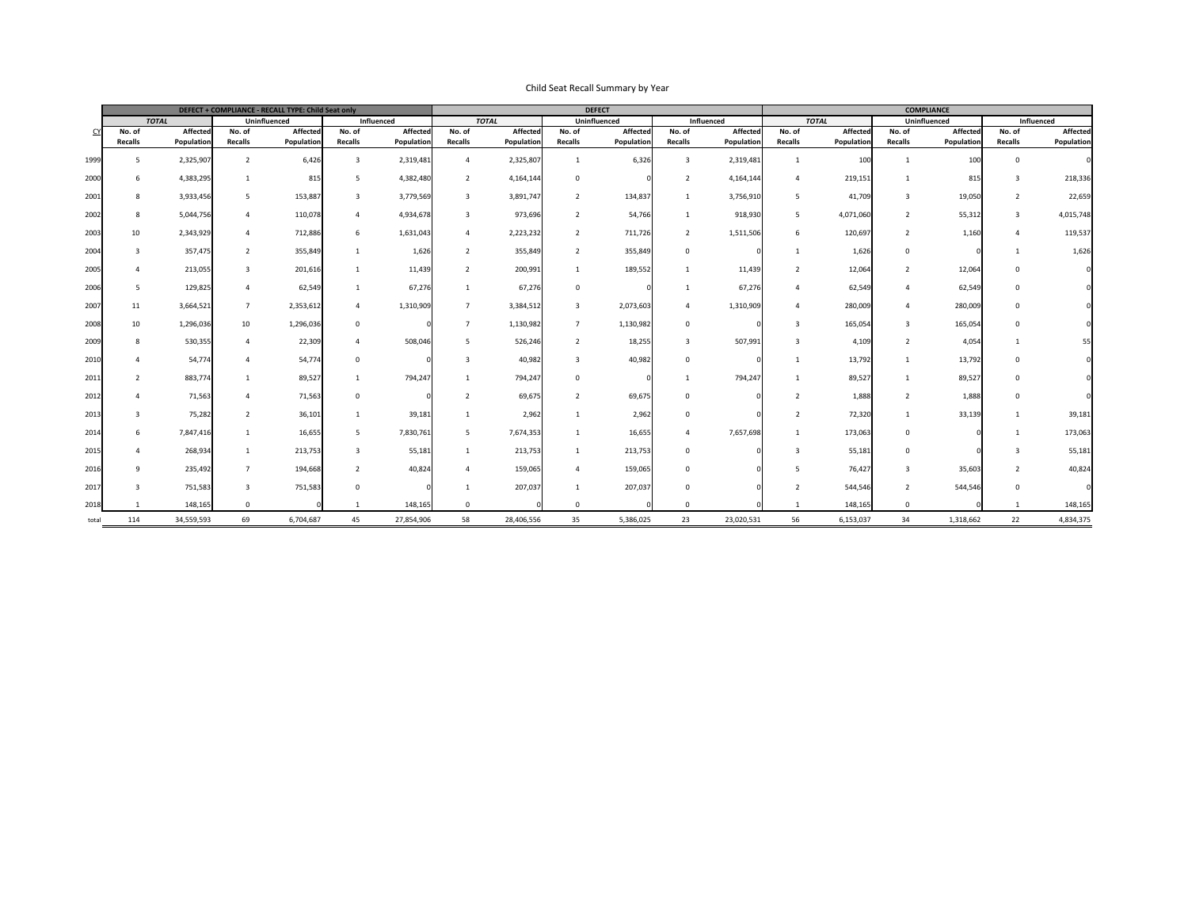Child Seat Recall Summary by Year

| | DEFECT + COMPLIANCE - RECALL TYPE: Child Seat only | | | | | | DEFECT | | | | | | COMPLIANCE | | | | | |
|---|---|---|---|---|---|---|---|---|---|---|---|---|---|---|---|---|---|---|
| | *TOTAL* | | Uninfluenced | | Influenced | | *TOTAL* | | Uninfluenced | | Influenced | | *TOTAL* | | Uninfluenced | | Influenced | |
| CY | No. of Recalls | Affected Population | No. of Recalls | Affected Population | No. of Recalls | Affected Population | No. of Recalls | Affected Population | No. of Recalls | Affected Population | No. of Recalls | Affected Population | No. of Recalls | Affected Population | No. of Recalls | Affected Population | No. of Recalls | Affected Population |
| 1999 | 5 | 2,325,907 | 2 | 6,426 | 3 | 2,319,481 | 4 | 2,325,807 | 1 | 6,326 | 3 | 2,319,481 | 1 | 100 | 1 | 100 | 0 | 0 |
| 2000 | 6 | 4,383,295 | 1 | 815 | 5 | 4,382,480 | 2 | 4,164,144 | 0 | 0 | 2 | 4,164,144 | 4 | 219,151 | 1 | 815 | 3 | 218,336 |
| 2001 | 8 | 3,933,456 | 5 | 153,887 | 3 | 3,779,569 | 3 | 3,891,747 | 2 | 134,837 | 1 | 3,756,910 | 5 | 41,709 | 3 | 19,050 | 2 | 22,659 |
| 2002 | 8 | 5,044,756 | 4 | 110,078 | 4 | 4,934,678 | 3 | 973,696 | 2 | 54,766 | 1 | 918,930 | 5 | 4,071,060 | 2 | 55,312 | 3 | 4,015,748 |
| 2003 | 10 | 2,343,929 | 4 | 712,886 | 6 | 1,631,043 | 4 | 2,223,232 | 2 | 711,726 | 2 | 1,511,506 | 6 | 120,697 | 2 | 1,160 | 4 | 119,537 |
| 2004 | 3 | 357,475 | 2 | 355,849 | 1 | 1,626 | 2 | 355,849 | 2 | 355,849 | 0 | 0 | 1 | 1,626 | 0 | 0 | 1 | 1,626 |
| 2005 | 4 | 213,055 | 3 | 201,616 | 1 | 11,439 | 2 | 200,991 | 1 | 189,552 | 1 | 11,439 | 2 | 12,064 | 2 | 12,064 | 0 | 0 |
| 2006 | 5 | 129,825 | 4 | 62,549 | 1 | 67,276 | 1 | 67,276 | 0 | 0 | 1 | 67,276 | 4 | 62,549 | 4 | 62,549 | 0 | 0 |
| 2007 | 11 | 3,664,521 | 7 | 2,353,612 | 4 | 1,310,909 | 7 | 3,384,512 | 3 | 2,073,603 | 4 | 1,310,909 | 4 | 280,009 | 4 | 280,009 | 0 | 0 |
| 2008 | 10 | 1,296,036 | 10 | 1,296,036 | 0 | 0 | 7 | 1,130,982 | 7 | 1,130,982 | 0 | 0 | 3 | 165,054 | 3 | 165,054 | 0 | 0 |
| 2009 | 8 | 530,355 | 4 | 22,309 | 4 | 508,046 | 5 | 526,246 | 2 | 18,255 | 3 | 507,991 | 3 | 4,109 | 2 | 4,054 | 1 | 55 |
| 2010 | 4 | 54,774 | 4 | 54,774 | 0 | 0 | 3 | 40,982 | 3 | 40,982 | 0 | 0 | 1 | 13,792 | 1 | 13,792 | 0 | 0 |
| 2011 | 2 | 883,774 | 1 | 89,527 | 1 | 794,247 | 1 | 794,247 | 0 | 0 | 1 | 794,247 | 1 | 89,527 | 1 | 89,527 | 0 | 0 |
| 2012 | 4 | 71,563 | 4 | 71,563 | 0 | 0 | 2 | 69,675 | 2 | 69,675 | 0 | 0 | 2 | 1,888 | 2 | 1,888 | 0 | 0 |
| 2013 | 3 | 75,282 | 2 | 36,101 | 1 | 39,181 | 1 | 2,962 | 1 | 2,962 | 0 | 0 | 2 | 72,320 | 1 | 33,139 | 1 | 39,181 |
| 2014 | 6 | 7,847,416 | 1 | 16,655 | 5 | 7,830,761 | 5 | 7,674,353 | 1 | 16,655 | 4 | 7,657,698 | 1 | 173,063 | 0 | 0 | 1 | 173,063 |
| 2015 | 4 | 268,934 | 1 | 213,753 | 3 | 55,181 | 1 | 213,753 | 1 | 213,753 | 0 | 0 | 3 | 55,181 | 0 | 0 | 3 | 55,181 |
| 2016 | 9 | 235,492 | 7 | 194,668 | 2 | 40,824 | 4 | 159,065 | 4 | 159,065 | 0 | 0 | 5 | 76,427 | 3 | 35,603 | 2 | 40,824 |
| 2017 | 3 | 751,583 | 3 | 751,583 | 0 | 0 | 1 | 207,037 | 1 | 207,037 | 0 | 0 | 2 | 544,546 | 2 | 544,546 | 0 | 0 |
| 2018 | 1 | 148,165 | 0 | 0 | 1 | 148,165 | 0 | 0 | 0 | 0 | 0 | 0 | 1 | 148,165 | 0 | 0 | 1 | 148,165 |
| total | 114 | 34,559,593 | 69 | 6,704,687 | 45 | 27,854,906 | 58 | 28,406,556 | 35 | 5,386,025 | 23 | 23,020,531 | 56 | 6,153,037 | 34 | 1,318,662 | 22 | 4,834,375 |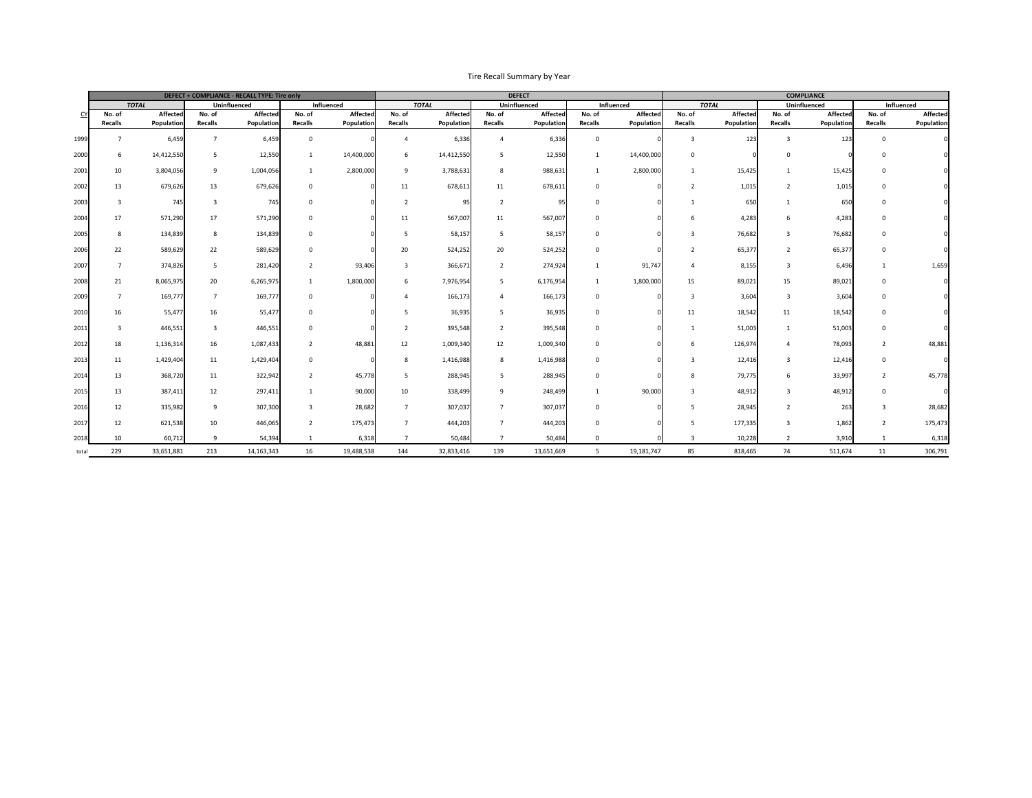Tire Recall Summary by Year

| CY | DEFECT + COMPLIANCE - RECALL TYPE: Tire only | | | | | | DEFECT | | | | | | COMPLIANCE | | | | | |
|---|---|---|---|---|---|---|---|---|---|---|---|---|---|---|---|---|---|---|
| | *TOTAL* | | Uninfluenced | | Influenced | | *TOTAL* | | Uninfluenced | | Influenced | | *TOTAL* | | Uninfluenced | | Influenced | |
| | No. of Recalls | Affected Population | No. of Recalls | Affected Population | No. of Recalls | Affected Population | No. of Recalls | Affected Population | No. of Recalls | Affected Population | No. of Recalls | Affected Population | No. of Recalls | Affected Population | No. of Recalls | Affected Population | No. of Recalls | Affected Population |
| 1999 | 7 | 6,459 | 7 | 6,459 | 0 | 0 | 4 | 6,336 | 4 | 6,336 | 0 | 0 | 3 | 123 | 3 | 123 | 0 | 0 |
| 2000 | 6 | 14,412,550 | 5 | 12,550 | 1 | 14,400,000 | 6 | 14,412,550 | 5 | 12,550 | 1 | 14,400,000 | 0 | 0 | 0 | 0 | 0 | 0 |
| 2001 | 10 | 3,804,056 | 9 | 1,004,056 | 1 | 2,800,000 | 9 | 3,788,631 | 8 | 988,631 | 1 | 2,800,000 | 1 | 15,425 | 1 | 15,425 | 0 | 0 |
| 2002 | 13 | 679,626 | 13 | 679,626 | 0 | 0 | 11 | 678,611 | 11 | 678,611 | 0 | 0 | 2 | 1,015 | 2 | 1,015 | 0 | 0 |
| 2003 | 3 | 745 | 3 | 745 | 0 | 0 | 2 | 95 | 2 | 95 | 0 | 0 | 1 | 650 | 1 | 650 | 0 | 0 |
| 2004 | 17 | 571,290 | 17 | 571,290 | 0 | 0 | 11 | 567,007 | 11 | 567,007 | 0 | 0 | 6 | 4,283 | 6 | 4,283 | 0 | 0 |
| 2005 | 8 | 134,839 | 8 | 134,839 | 0 | 0 | 5 | 58,157 | 5 | 58,157 | 0 | 0 | 3 | 76,682 | 3 | 76,682 | 0 | 0 |
| 2006 | 22 | 589,629 | 22 | 589,629 | 0 | 0 | 20 | 524,252 | 20 | 524,252 | 0 | 0 | 2 | 65,377 | 2 | 65,377 | 0 | 0 |
| 2007 | 7 | 374,826 | 5 | 281,420 | 2 | 93,406 | 3 | 366,671 | 2 | 274,924 | 1 | 91,747 | 4 | 8,155 | 3 | 6,496 | 1 | 1,659 |
| 2008 | 21 | 8,065,975 | 20 | 6,265,975 | 1 | 1,800,000 | 6 | 7,976,954 | 5 | 6,176,954 | 1 | 1,800,000 | 15 | 89,021 | 15 | 89,021 | 0 | 0 |
| 2009 | 7 | 169,777 | 7 | 169,777 | 0 | 0 | 4 | 166,173 | 4 | 166,173 | 0 | 0 | 3 | 3,604 | 3 | 3,604 | 0 | 0 |
| 2010 | 16 | 55,477 | 16 | 55,477 | 0 | 0 | 5 | 36,935 | 5 | 36,935 | 0 | 0 | 11 | 18,542 | 11 | 18,542 | 0 | 0 |
| 2011 | 3 | 446,551 | 3 | 446,551 | 0 | 0 | 2 | 395,548 | 2 | 395,548 | 0 | 0 | 1 | 51,003 | 1 | 51,003 | 0 | 0 |
| 2012 | 18 | 1,136,314 | 16 | 1,087,433 | 2 | 48,881 | 12 | 1,009,340 | 12 | 1,009,340 | 0 | 0 | 6 | 126,974 | 4 | 78,093 | 2 | 48,881 |
| 2013 | 11 | 1,429,404 | 11 | 1,429,404 | 0 | 0 | 8 | 1,416,988 | 8 | 1,416,988 | 0 | 0 | 3 | 12,416 | 3 | 12,416 | 0 | 0 |
| 2014 | 13 | 368,720 | 11 | 322,942 | 2 | 45,778 | 5 | 288,945 | 5 | 288,945 | 0 | 0 | 8 | 79,775 | 6 | 33,997 | 2 | 45,778 |
| 2015 | 13 | 387,411 | 12 | 297,411 | 1 | 90,000 | 10 | 338,499 | 9 | 248,499 | 1 | 90,000 | 3 | 48,912 | 3 | 48,912 | 0 | 0 |
| 2016 | 12 | 335,982 | 9 | 307,300 | 3 | 28,682 | 7 | 307,037 | 7 | 307,037 | 0 | 0 | 5 | 28,945 | 2 | 263 | 3 | 28,682 |
| 2017 | 12 | 621,538 | 10 | 446,065 | 2 | 175,473 | 7 | 444,203 | 7 | 444,203 | 0 | 0 | 5 | 177,335 | 3 | 1,862 | 2 | 175,473 |
| 2018 | 10 | 60,712 | 9 | 54,394 | 1 | 6,318 | 7 | 50,484 | 7 | 50,484 | 0 | 0 | 3 | 10,228 | 2 | 3,910 | 1 | 6,318 |
| total | 229 | 33,651,881 | 213 | 14,163,343 | 16 | 19,488,538 | 144 | 32,833,416 | 139 | 13,651,669 | 5 | 19,181,747 | 85 | 818,465 | 74 | 511,674 | 11 | 306,791 |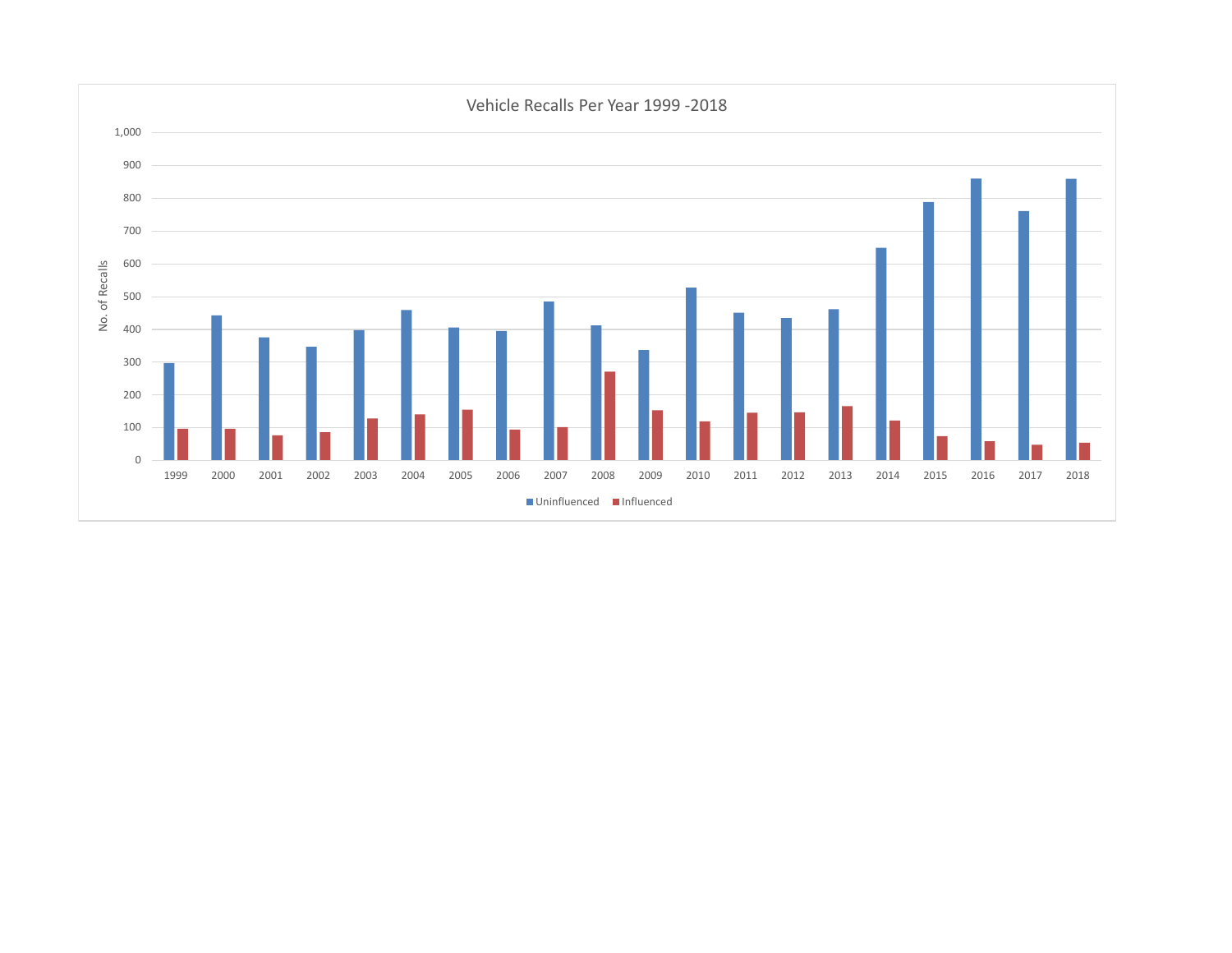Vehicle Recalls Per Year 1999 -2018

No. of Recalls

1,000
900
800
700
600
500
400
300
200
100
0

1999 2000 2001 2002 2003 2004 2005 2006 2007 2008 2009 2010 2011 2012 2013 2014 2015 2016 2017 2018

Uninfluenced Influenced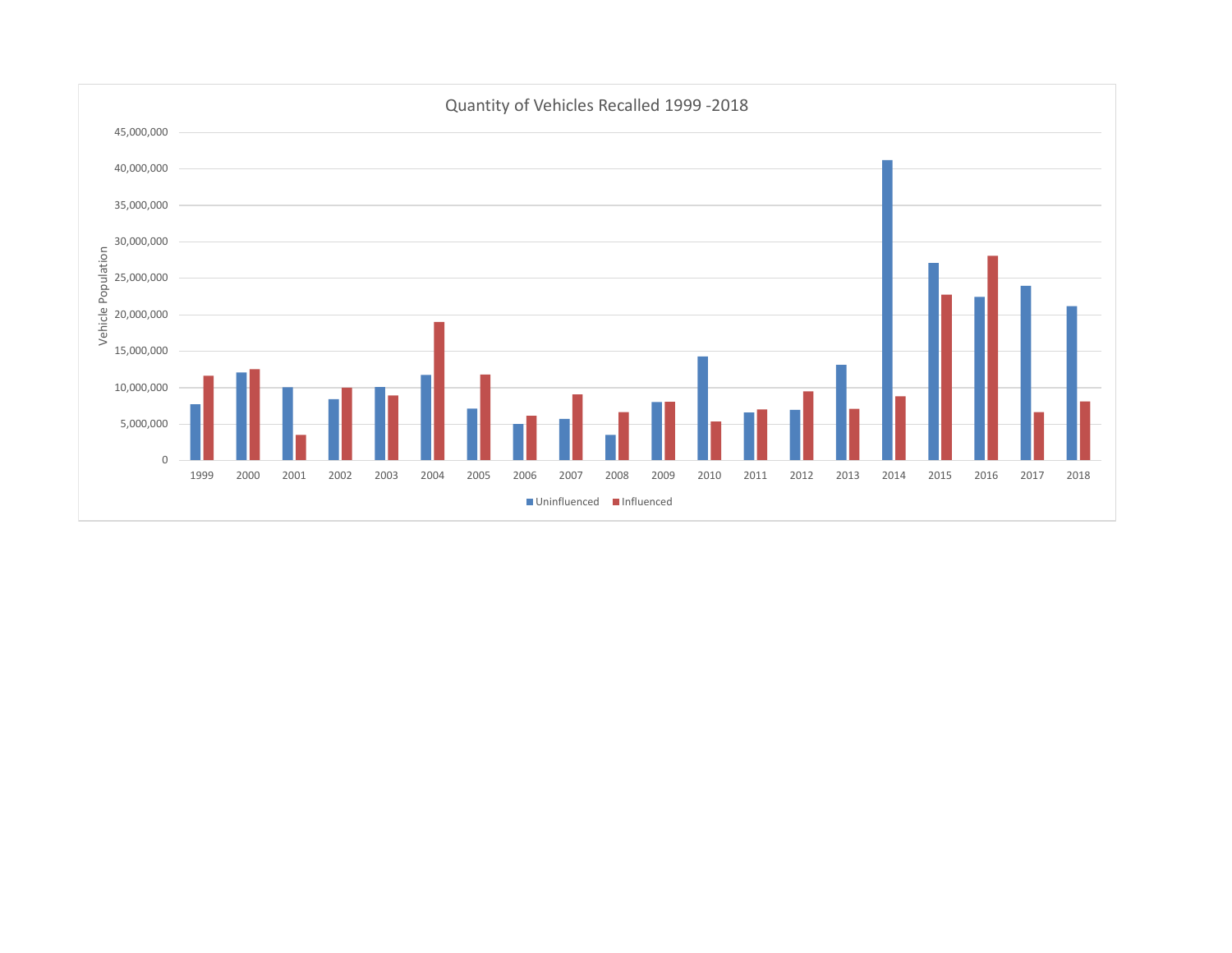Quantity of Vehicles Recalled 1999 -2018

Vehicle Population

45,000,000
40,000,000
35,000,000
30,000,000
25,000,000
20,000,000
15,000,000
10,000,000
5,000,000
0

1999 2000 2001 2002 2003 2004 2005 2006 2007 2008 2009 2010 2011 2012 2013 2014 2015 2016 2017 2018

Uninfluenced Influenced